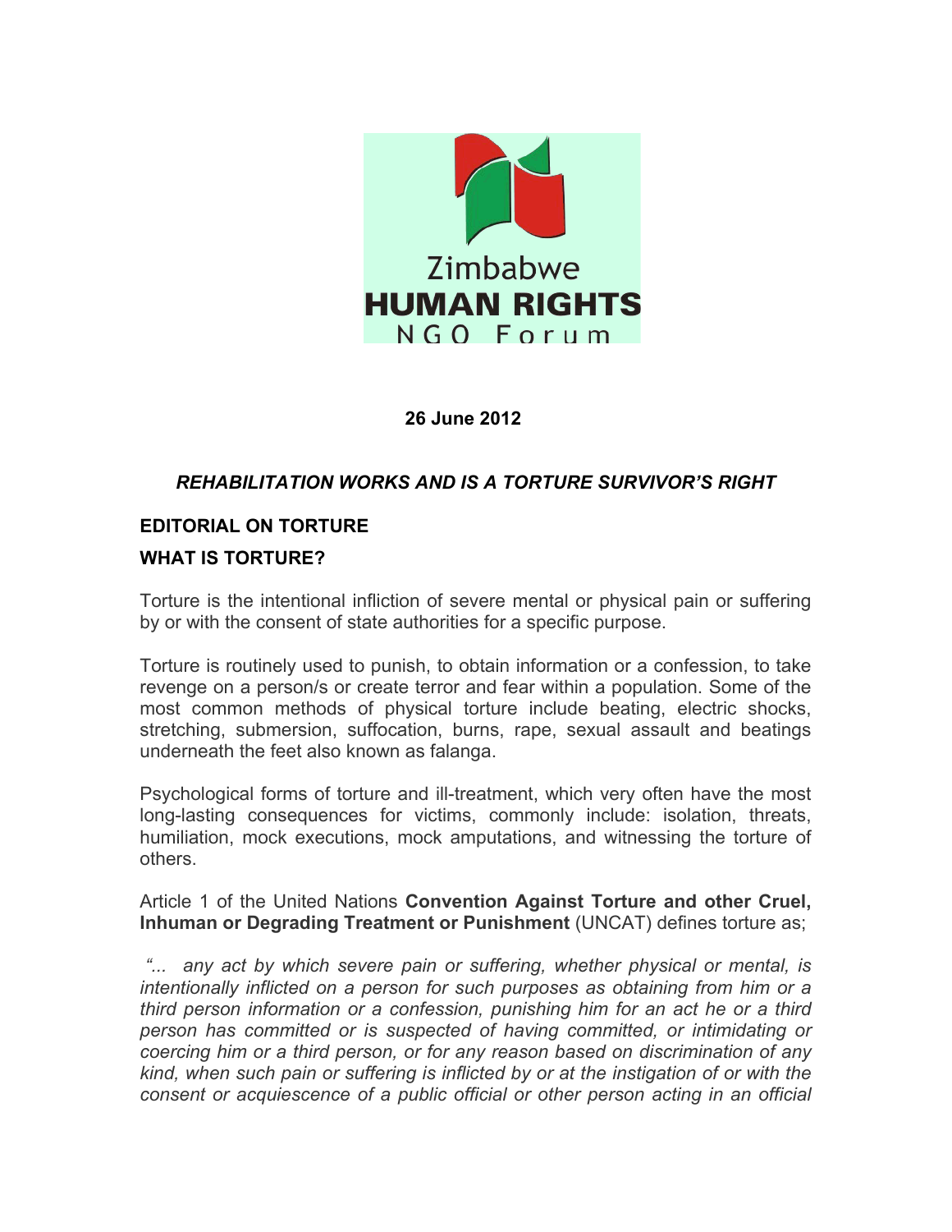Zimbabwe
HUMAN RIGHTS
NGO Forum

**26 June 2012**

***REHABILITATION WORKS AND IS A TORTURE SURVIVOR'S RIGHT***

## EDITORIAL ON TORTURE

## WHAT IS TORTURE?

Torture is the intentional infliction of severe mental or physical pain or suffering by or with the consent of state authorities for a specific purpose.

Torture is routinely used to punish, to obtain information or a confession, to take revenge on a person/s or create terror and fear within a population. Some of the most common methods of physical torture include beating, electric shocks, stretching, submersion, suffocation, burns, rape, sexual assault and beatings underneath the feet also known as falanga.

Psychological forms of torture and ill-treatment, which very often have the most long-lasting consequences for victims, commonly include: isolation, threats, humiliation, mock executions, mock amputations, and witnessing the torture of others.

Article 1 of the United Nations **Convention Against Torture and other Cruel, Inhuman or Degrading Treatment or Punishment** (UNCAT) defines torture as;

*"... any act by which severe pain or suffering, whether physical or mental, is intentionally inflicted on a person for such purposes as obtaining from him or a third person information or a confession, punishing him for an act he or a third person has committed or is suspected of having committed, or intimidating or coercing him or a third person, or for any reason based on discrimination of any kind, when such pain or suffering is inflicted by or at the instigation of or with the consent or acquiescence of a public official or other person acting in an official*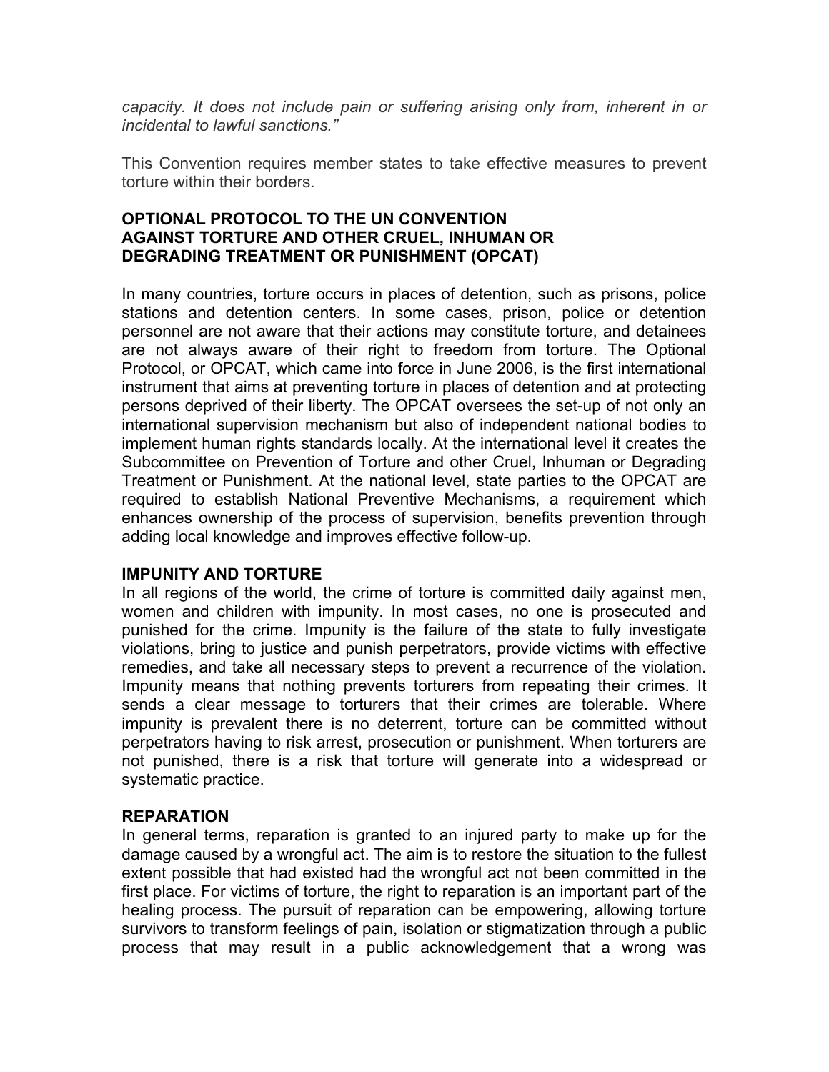*capacity. It does not include pain or suffering arising only from, inherent in or incidental to lawful sanctions."*

This Convention requires member states to take effective measures to prevent torture within their borders.

### OPTIONAL PROTOCOL TO THE UN CONVENTION AGAINST TORTURE AND OTHER CRUEL, INHUMAN OR DEGRADING TREATMENT OR PUNISHMENT (OPCAT)

In many countries, torture occurs in places of detention, such as prisons, police stations and detention centers. In some cases, prison, police or detention personnel are not aware that their actions may constitute torture, and detainees are not always aware of their right to freedom from torture. The Optional Protocol, or OPCAT, which came into force in June 2006, is the first international instrument that aims at preventing torture in places of detention and at protecting persons deprived of their liberty. The OPCAT oversees the set-up of not only an international supervision mechanism but also of independent national bodies to implement human rights standards locally. At the international level it creates the Subcommittee on Prevention of Torture and other Cruel, Inhuman or Degrading Treatment or Punishment. At the national level, state parties to the OPCAT are required to establish National Preventive Mechanisms, a requirement which enhances ownership of the process of supervision, benefits prevention through adding local knowledge and improves effective follow-up.

### IMPUNITY AND TORTURE

In all regions of the world, the crime of torture is committed daily against men, women and children with impunity. In most cases, no one is prosecuted and punished for the crime. Impunity is the failure of the state to fully investigate violations, bring to justice and punish perpetrators, provide victims with effective remedies, and take all necessary steps to prevent a recurrence of the violation. Impunity means that nothing prevents torturers from repeating their crimes. It sends a clear message to torturers that their crimes are tolerable. Where impunity is prevalent there is no deterrent, torture can be committed without perpetrators having to risk arrest, prosecution or punishment. When torturers are not punished, there is a risk that torture will generate into a widespread or systematic practice.

### REPARATION

In general terms, reparation is granted to an injured party to make up for the damage caused by a wrongful act. The aim is to restore the situation to the fullest extent possible that had existed had the wrongful act not been committed in the first place. For victims of torture, the right to reparation is an important part of the healing process. The pursuit of reparation can be empowering, allowing torture survivors to transform feelings of pain, isolation or stigmatization through a public process that may result in a public acknowledgement that a wrong was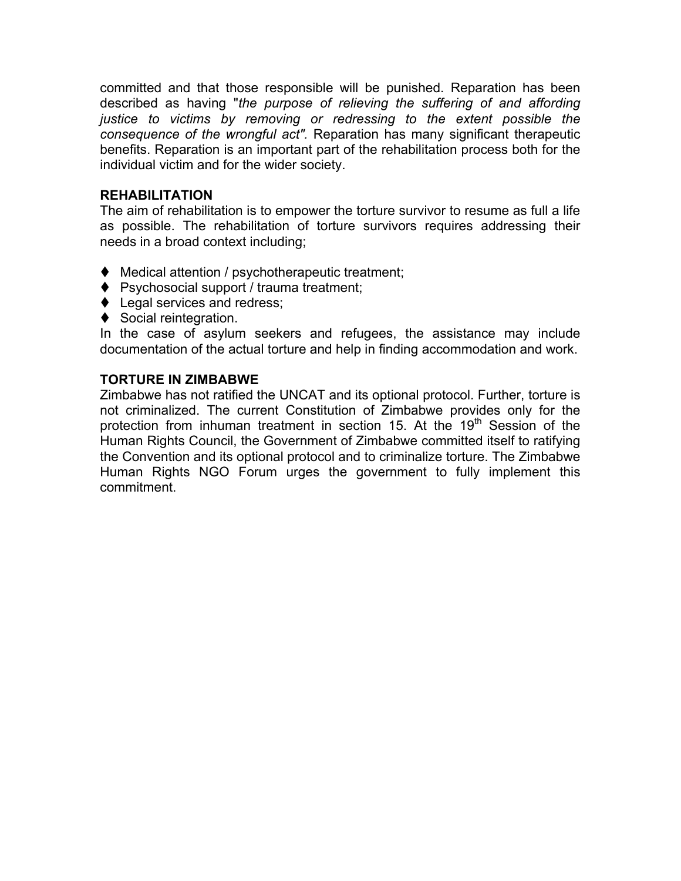committed and that those responsible will be punished. Reparation has been described as having "*the purpose of relieving the suffering of and affording justice to victims by removing or redressing to the extent possible the consequence of the wrongful act".* Reparation has many significant therapeutic benefits. Reparation is an important part of the rehabilitation process both for the individual victim and for the wider society.

## REHABILITATION

The aim of rehabilitation is to empower the torture survivor to resume as full a life as possible. The rehabilitation of torture survivors requires addressing their needs in a broad context including;

- Medical attention / psychotherapeutic treatment;
- Psychosocial support / trauma treatment;
- Legal services and redress;
- Social reintegration.

In the case of asylum seekers and refugees, the assistance may include documentation of the actual torture and help in finding accommodation and work.

## TORTURE IN ZIMBABWE

Zimbabwe has not ratified the UNCAT and its optional protocol. Further, torture is not criminalized. The current Constitution of Zimbabwe provides only for the protection from inhuman treatment in section 15. At the 19th Session of the Human Rights Council, the Government of Zimbabwe committed itself to ratifying the Convention and its optional protocol and to criminalize torture. The Zimbabwe Human Rights NGO Forum urges the government to fully implement this commitment.